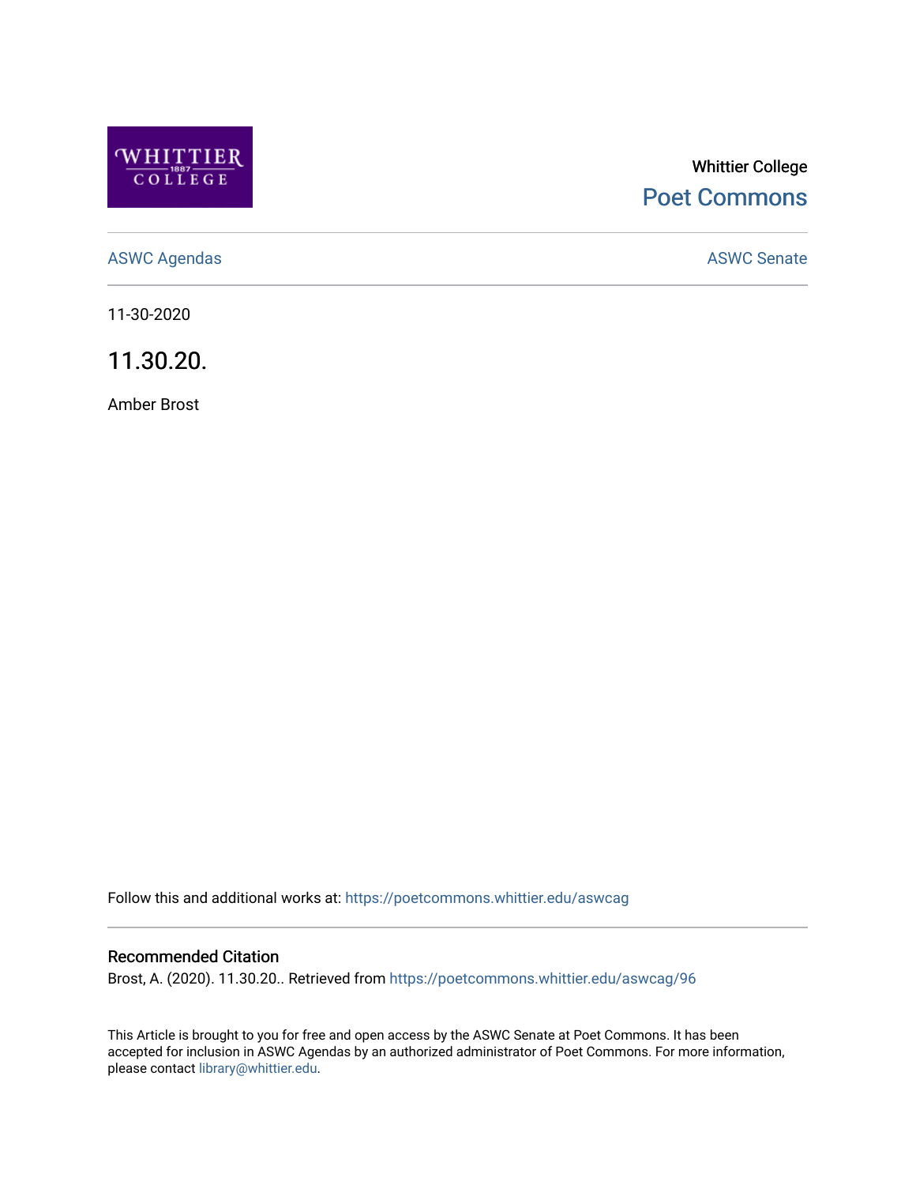Whittier College

Poet Commons

ASWC Agendas

ASWC Senate

11-30-2020

# 11.30.20.

Amber Brost

Follow this and additional works at: https://poetcommons.whittier.edu/aswcag

## Recommended Citation

Brost, A. (2020). 11.30.20.. Retrieved from https://poetcommons.whittier.edu/aswcag/96

This Article is brought to you for free and open access by the ASWC Senate at Poet Commons. It has been accepted for inclusion in ASWC Agendas by an authorized administrator of Poet Commons. For more information, please contact library@whittier.edu.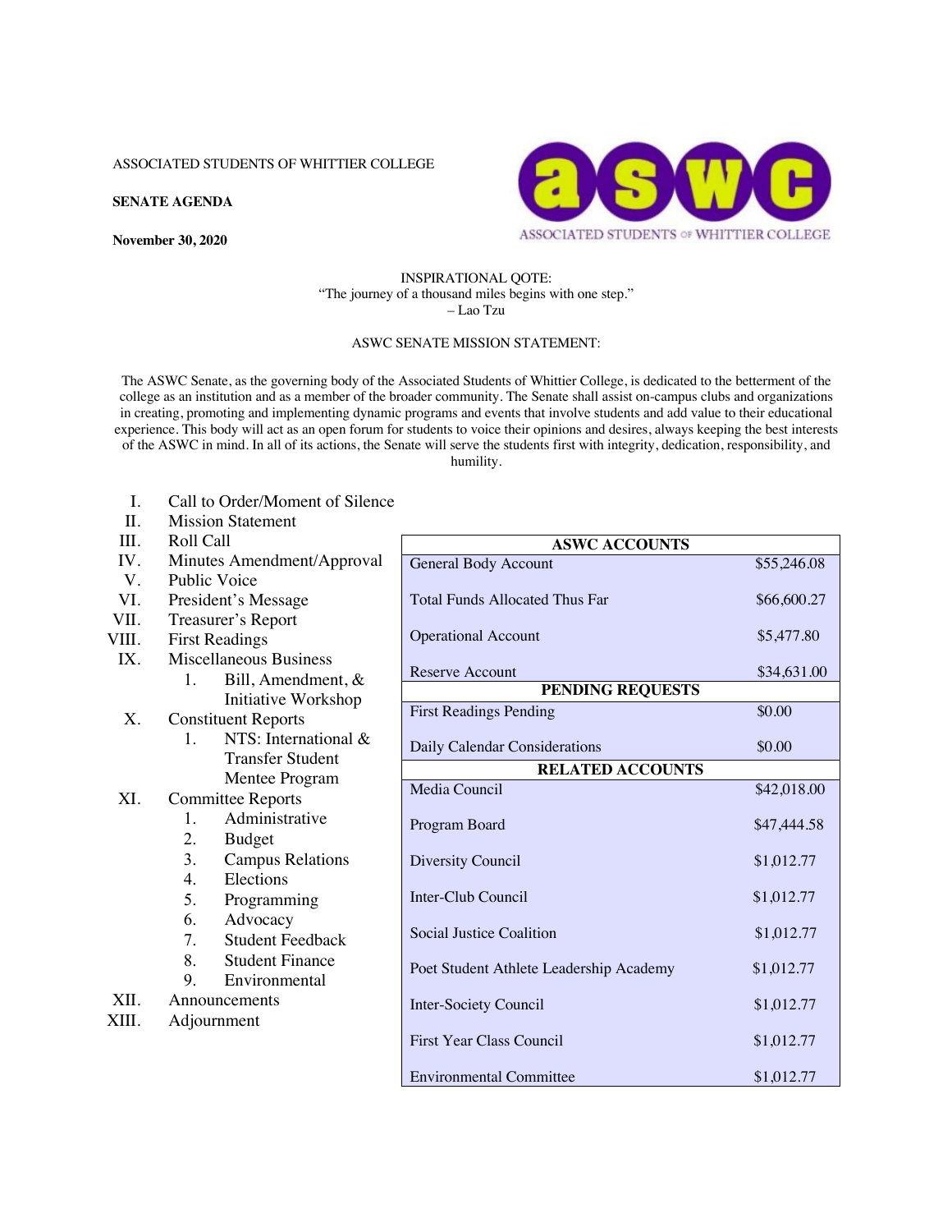ASSOCIATED STUDENTS OF WHITTIER COLLEGE

**SENATE AGENDA**

**November 30, 2020**

INSPIRATIONAL QOTE:
"The journey of a thousand miles begins with one step."
– Lao Tzu

ASWC SENATE MISSION STATEMENT:

The ASWC Senate, as the governing body of the Associated Students of Whittier College, is dedicated to the betterment of the college as an institution and as a member of the broader community. The Senate shall assist on-campus clubs and organizations in creating, promoting and implementing dynamic programs and events that involve students and add value to their educational experience. This body will act as an open forum for students to voice their opinions and desires, always keeping the best interests of the ASWC in mind. In all of its actions, the Senate will serve the students first with integrity, dedication, responsibility, and humility.

I. Call to Order/Moment of Silence
II. Mission Statement
III. Roll Call
IV. Minutes Amendment/Approval
V. Public Voice
VI. President's Message
VII. Treasurer's Report
VIII. First Readings
IX. Miscellaneous Business
   1. Bill, Amendment, & Initiative Workshop
X. Constituent Reports
   1. NTS: International & Transfer Student Mentee Program
XI. Committee Reports
   1. Administrative
   2. Budget
   3. Campus Relations
   4. Elections
   5. Programming
   6. Advocacy
   7. Student Feedback
   8. Student Finance
   9. Environmental
XII. Announcements
XIII. Adjournment

| **ASWC ACCOUNTS** | |
|---|---|
| General Body Account | $55,246.08 |
| Total Funds Allocated Thus Far | $66,600.27 |
| Operational Account | $5,477.80 |
| Reserve Account | $34,631.00 |
| **PENDING REQUESTS** | |
| First Readings Pending | $0.00 |
| Daily Calendar Considerations | $0.00 |
| **RELATED ACCOUNTS** | |
| Media Council | $42,018.00 |
| Program Board | $47,444.58 |
| Diversity Council | $1,012.77 |
| Inter-Club Council | $1,012.77 |
| Social Justice Coalition | $1,012.77 |
| Poet Student Athlete Leadership Academy | $1,012.77 |
| Inter-Society Council | $1,012.77 |
| First Year Class Council | $1,012.77 |
| Environmental Committee | $1,012.77 |